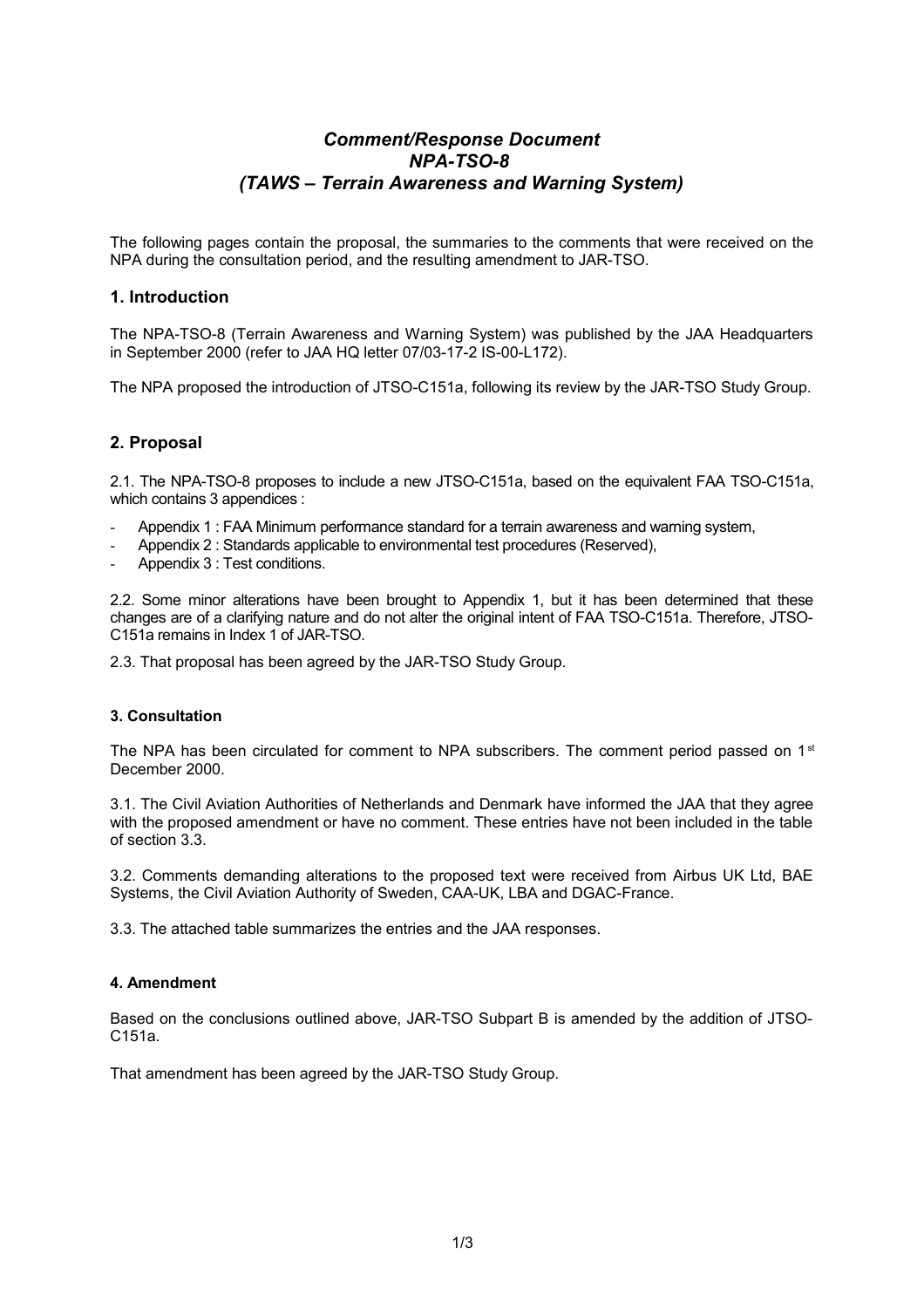# *Comment/Response Document*
# *NPA-TSO-8*
# *(TAWS – Terrain Awareness and Warning System)*

The following pages contain the proposal, the summaries to the comments that were received on the NPA during the consultation period, and the resulting amendment to JAR-TSO.

## 1. Introduction

The NPA-TSO-8 (Terrain Awareness and Warning System) was published by the JAA Headquarters in September 2000 (refer to JAA HQ letter 07/03-17-2 IS-00-L172).

The NPA proposed the introduction of JTSO-C151a, following its review by the JAR-TSO Study Group.

## 2. Proposal

2.1. The NPA-TSO-8 proposes to include a new JTSO-C151a, based on the equivalent FAA TSO-C151a, which contains 3 appendices :

- Appendix 1 : FAA Minimum performance standard for a terrain awareness and warning system,
- Appendix 2 : Standards applicable to environmental test procedures (Reserved),
- Appendix 3 : Test conditions.

2.2. Some minor alterations have been brought to Appendix 1, but it has been determined that these changes are of a clarifying nature and do not alter the original intent of FAA TSO-C151a. Therefore, JTSO-C151a remains in Index 1 of JAR-TSO.

2.3. That proposal has been agreed by the JAR-TSO Study Group.

### 3. Consultation

The NPA has been circulated for comment to NPA subscribers. The comment period passed on 1st December 2000.

3.1. The Civil Aviation Authorities of Netherlands and Denmark have informed the JAA that they agree with the proposed amendment or have no comment. These entries have not been included in the table of section 3.3.

3.2. Comments demanding alterations to the proposed text were received from Airbus UK Ltd, BAE Systems, the Civil Aviation Authority of Sweden, CAA-UK, LBA and DGAC-France.

3.3. The attached table summarizes the entries and the JAA responses.

### 4. Amendment

Based on the conclusions outlined above, JAR-TSO Subpart B is amended by the addition of JTSO-C151a.

That amendment has been agreed by the JAR-TSO Study Group.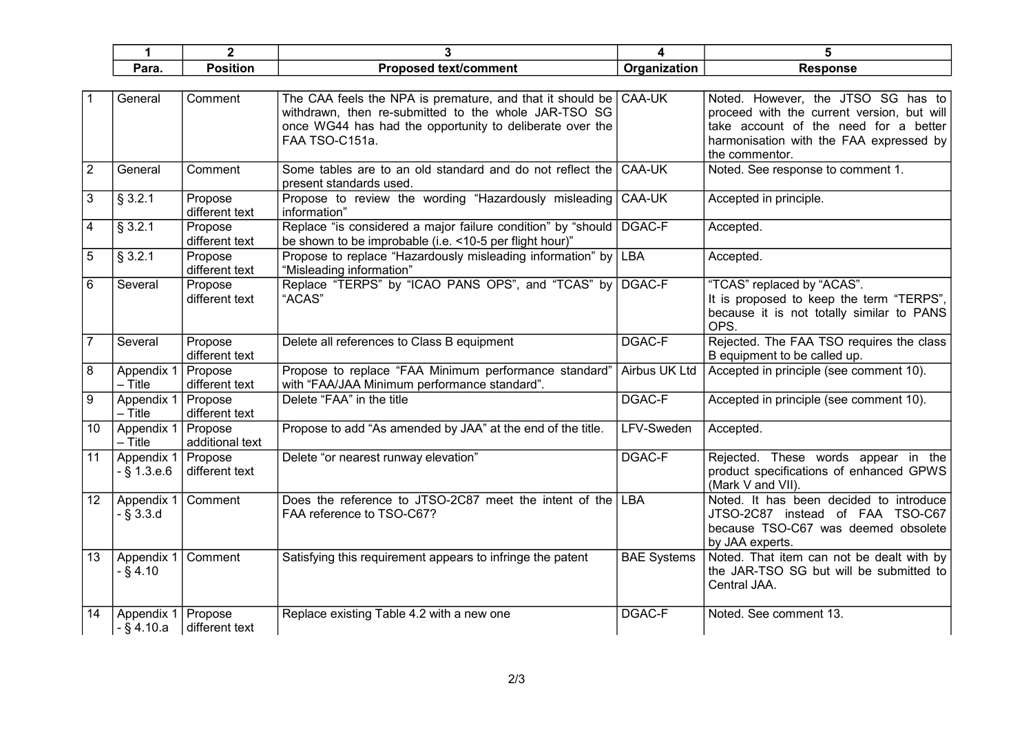| 1 | 2 | 3 | 4 | 5 |
|---|---|---|---|---|
| Para. | Position | Proposed text/comment | Organization | Response |
| 1 | General | Comment | The CAA feels the NPA is premature, and that it should be withdrawn, then re-submitted to the whole JAR-TSO SG once WG44 has had the opportunity to deliberate over the FAA TSO-C151a. | CAA-UK | Noted. However, the JTSO SG has to proceed with the current version, but will take account of the need for a better harmonisation with the FAA expressed by the commentor. |
| 2 | General | Comment | Some tables are to an old standard and do not reflect the present standards used. | CAA-UK | Noted. See response to comment 1. |
| 3 | § 3.2.1 | Propose different text | Propose to review the wording "Hazardously misleading information" | CAA-UK | Accepted in principle. |
| 4 | § 3.2.1 | Propose different text | Replace "is considered a major failure condition" by "should be shown to be improbable (i.e. <10-5 per flight hour)" | DGAC-F | Accepted. |
| 5 | § 3.2.1 | Propose different text | Propose to replace "Hazardously misleading information" by "Misleading information" | LBA | Accepted. |
| 6 | Several | Propose different text | Replace "TERPS" by "ICAO PANS OPS", and "TCAS" by "ACAS" | DGAC-F | "TCAS" replaced by "ACAS". It is proposed to keep the term "TERPS", because it is not totally similar to PANS OPS. |
| 7 | Several | Propose different text | Delete all references to Class B equipment | DGAC-F | Rejected. The FAA TSO requires the class B equipment to be called up. |
| 8 | Appendix 1 – Title | Propose different text | Propose to replace "FAA Minimum performance standard" with "FAA/JAA Minimum performance standard". | Airbus UK Ltd | Accepted in principle (see comment 10). |
| 9 | Appendix 1 – Title | Propose different text | Delete "FAA" in the title | DGAC-F | Accepted in principle (see comment 10). |
| 10 | Appendix 1 – Title | Propose additional text | Propose to add "As amended by JAA" at the end of the title. | LFV-Sweden | Accepted. |
| 11 | Appendix 1 - § 1.3.e.6 | Propose different text | Delete "or nearest runway elevation" | DGAC-F | Rejected. These words appear in the product specifications of enhanced GPWS (Mark V and VII). |
| 12 | Appendix 1 - § 3.3.d | Comment | Does the reference to JTSO-2C87 meet the intent of the FAA reference to TSO-C67? | LBA | Noted. It has been decided to introduce JTSO-2C87 instead of FAA TSO-C67 because TSO-C67 was deemed obsolete by JAA experts. |
| 13 | Appendix 1 - § 4.10 | Comment | Satisfying this requirement appears to infringe the patent | BAE Systems | Noted. That item can not be dealt with by the JAR-TSO SG but will be submitted to Central JAA. |
| 14 | Appendix 1 - § 4.10.a | Propose different text | Replace existing Table 4.2 with a new one | DGAC-F | Noted. See comment 13. |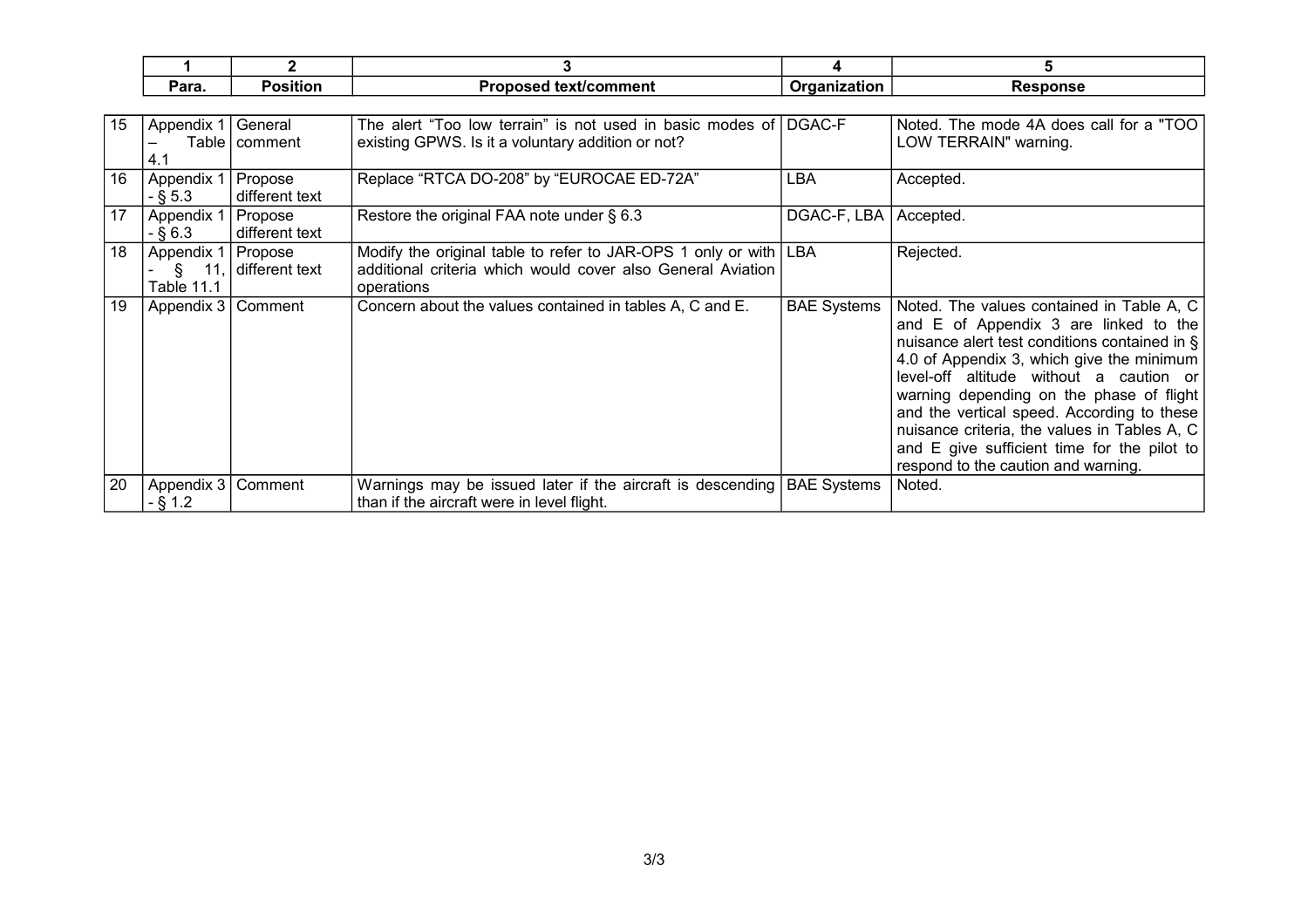| 1 | 2 | 3 | 4 | 5 |
|---|---|---|---|---|
| **Para.** | **Position** | **Proposed text/comment** | **Organization** | **Response** |
| 15 | Appendix 1 – Table 4.1 | General comment | The alert "Too low terrain" is not used in basic modes of existing GPWS. Is it a voluntary addition or not? | DGAC-F | Noted. The mode 4A does call for a "TOO LOW TERRAIN" warning. |
| 16 | Appendix 1 - § 5.3 | Propose different text | Replace "RTCA DO-208" by "EUROCAE ED-72A" | LBA | Accepted. |
| 17 | Appendix 1 - § 6.3 | Propose different text | Restore the original FAA note under § 6.3 | DGAC-F, LBA | Accepted. |
| 18 | Appendix 1 - § 11, Table 11.1 | Propose different text | Modify the original table to refer to JAR-OPS 1 only or with additional criteria which would cover also General Aviation operations | LBA | Rejected. |
| 19 | Appendix 3 | Comment | Concern about the values contained in tables A, C and E. | BAE Systems | Noted. The values contained in Table A, C and E of Appendix 3 are linked to the nuisance alert test conditions contained in § 4.0 of Appendix 3, which give the minimum level-off altitude without a caution or warning depending on the phase of flight and the vertical speed. According to these nuisance criteria, the values in Tables A, C and E give sufficient time for the pilot to respond to the caution and warning. |
| 20 | Appendix 3 - § 1.2 | Comment | Warnings may be issued later if the aircraft is descending than if the aircraft were in level flight. | BAE Systems | Noted. |